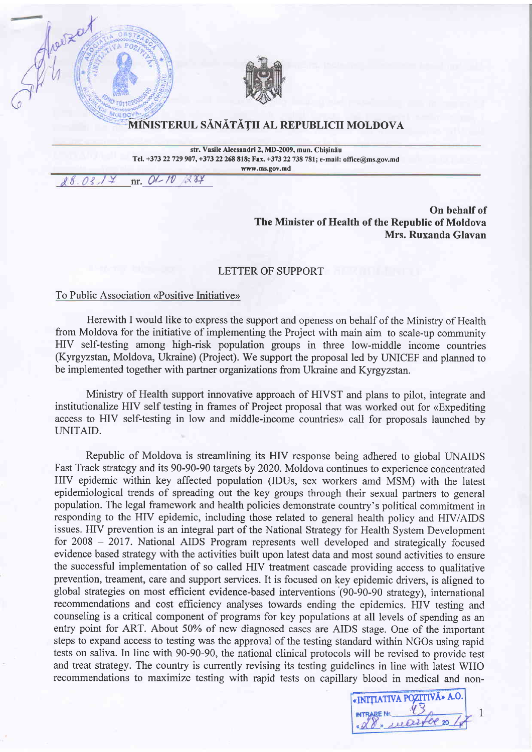# MINISTERUL SĂNĂTĂȚII AL REPUBLICII MOLDOVA

str. Vasile Alecsandri 2, MD-2009, mun. Chișinău
Tel. +373 22 729 907, +373 22 268 818; Fax. +373 22 738 781; e-mail: office@ms.gov.md
www.ms.gov.md

28.03.17 nr. 01-10/284

**On behalf of**
**The Minister of Health of the Republic of Moldova**
**Mrs. Ruxanda Glavan**

LETTER OF SUPPORT

To Public Association «Positive Initiative»

Herewith I would like to express the support and openess on behalf of the Ministry of Health from Moldova for the initiative of implementing the Project with main aim to scale-up community HIV self-testing among high-risk population groups in three low-middle income countries (Kyrgyzstan, Moldova, Ukraine) (Project). We support the proposal led by UNICEF and planned to be implemented together with partner organizations from Ukraine and Kyrgyzstan.

Ministry of Health support innovative approach of HIVST and plans to pilot, integrate and institutionalize HIV self testing in frames of Project proposal that was worked out for «Expediting access to HIV self-testing in low and middle-income countries» call for proposals launched by UNITAID.

Republic of Moldova is streamlining its HIV response being adhered to global UNAIDS Fast Track strategy and its 90-90-90 targets by 2020. Moldova continues to experience concentrated HIV epidemic within key affected population (IDUs, sex workers amd MSM) with the latest epidemiological trends of spreading out the key groups through their sexual partners to general population. The legal framework and health policies demonstrate country's political commitment in responding to the HIV epidemic, including those related to general health policy and HIV/AIDS issues. HIV prevention is an integral part of the National Strategy for Health System Development for 2008 – 2017. National AIDS Program represents well developed and strategically focused evidence based strategy with the activities built upon latest data and most sound activities to ensure the successful implementation of so called HIV treatment cascade providing access to qualitative prevention, treament, care and support services. It is focused on key epidemic drivers, is aligned to global strategies on most efficient evidence-based interventions (90-90-90 strategy), international recommendations and cost efficiency analyses towards ending the epidemics. HIV testing and counseling is a critical component of programs for key populations at all levels of spending as an entry point for ART. About 50% of new diagnosed cases are AIDS stage. One of the important steps to expand access to testing was the approval of the testing standard within NGOs using rapid tests on saliva. In line with 90-90-90, the national clinical protocols will be revised to provide test and treat strategy. The country is currently revising its testing guidelines in line with latest WHO recommendations to maximize testing with rapid tests on capillary blood in medical and non-

«INIȚIATIVA POZITIVĂ» A.O.
INTRARE Nr. 13
«28» martie 2017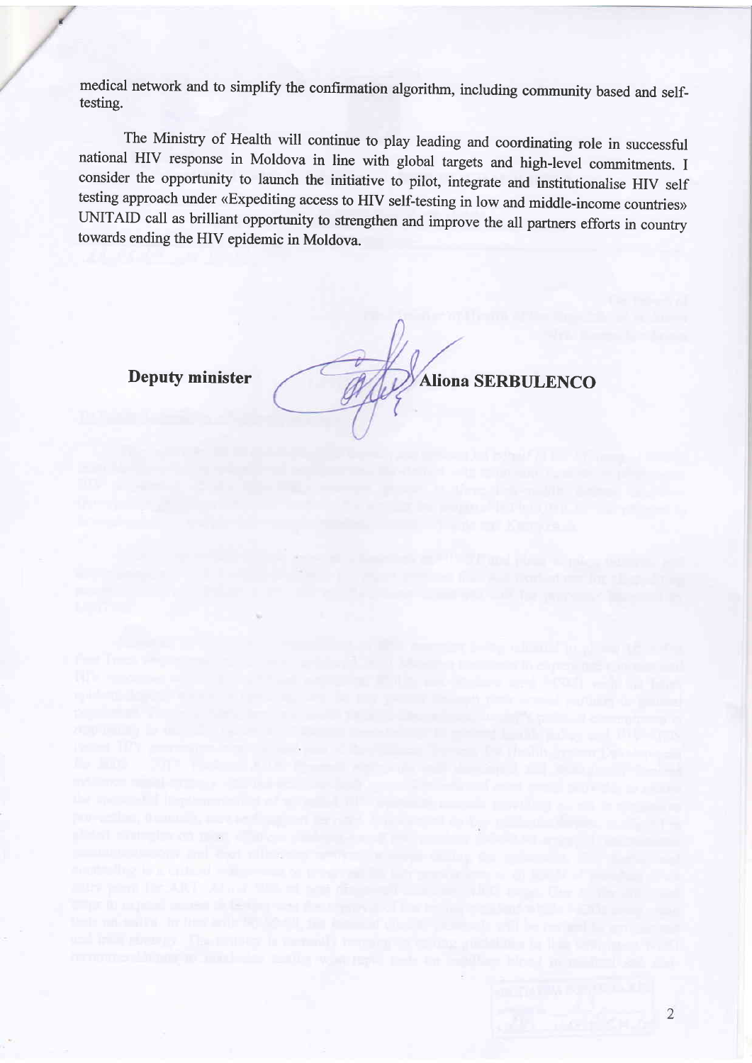medical network and to simplify the confirmation algorithm, including community based and self-testing.

The Ministry of Health will continue to play leading and coordinating role in successful national HIV response in Moldova in line with global targets and high-level commitments. I consider the opportunity to launch the initiative to pilot, integrate and institutionalise HIV self testing approach under «Expediting access to HIV self-testing in low and middle-income countries» UNITAID call as brilliant opportunity to strengthen and improve the all partners efforts in country towards ending the HIV epidemic in Moldova.

**Deputy minister** **Aliona SERBULENCO**